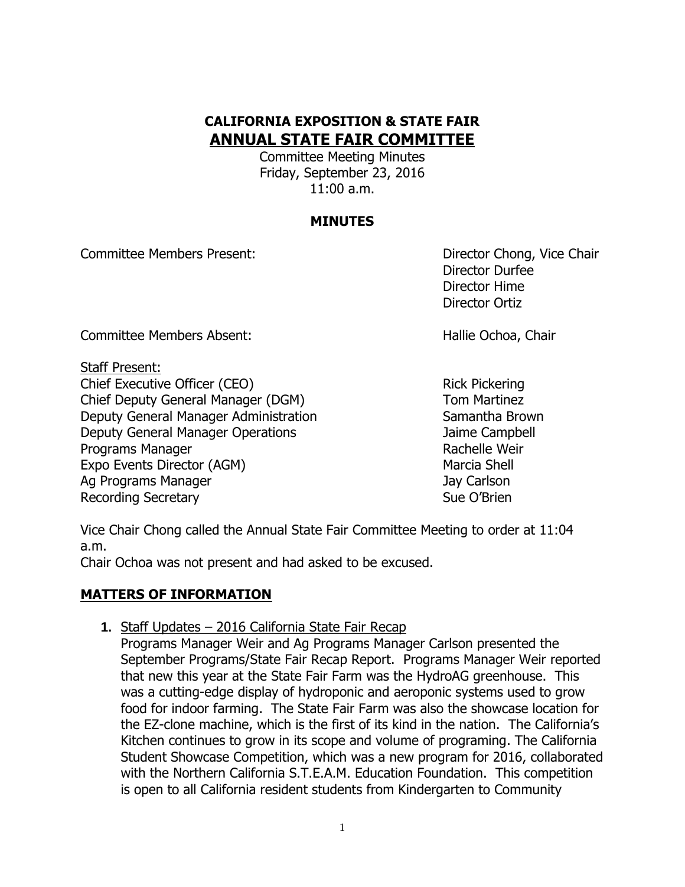# CALIFORNIA EXPOSITION & STATE FAIR

## ANNUAL STATE FAIR COMMITTEE

Committee Meeting Minutes
Friday, September 23, 2016
11:00 a.m.

### MINUTES

| | |
|---|---|
| Committee Members Present: | Director Chong, Vice Chair |
| | Director Durfee |
| | Director Hime |
| | Director Ortiz |
| Committee Members Absent: | Hallie Ochoa, Chair |

Staff Present:

| | |
|---|---|
| Chief Executive Officer (CEO) | Rick Pickering |
| Chief Deputy General Manager (DGM) | Tom Martinez |
| Deputy General Manager Administration | Samantha Brown |
| Deputy General Manager Operations | Jaime Campbell |
| Programs Manager | Rachelle Weir |
| Expo Events Director (AGM) | Marcia Shell |
| Ag Programs Manager | Jay Carlson |
| Recording Secretary | Sue O'Brien |

Vice Chair Chong called the Annual State Fair Committee Meeting to order at 11:04 a.m.
Chair Ochoa was not present and had asked to be excused.

## MATTERS OF INFORMATION

1. Staff Updates – 2016 California State Fair Recap
   Programs Manager Weir and Ag Programs Manager Carlson presented the September Programs/State Fair Recap Report. Programs Manager Weir reported that new this year at the State Fair Farm was the HydroAG greenhouse. This was a cutting-edge display of hydroponic and aeroponic systems used to grow food for indoor farming. The State Fair Farm was also the showcase location for the EZ-clone machine, which is the first of its kind in the nation. The California's Kitchen continues to grow in its scope and volume of programing. The California Student Showcase Competition, which was a new program for 2016, collaborated with the Northern California S.T.E.A.M. Education Foundation. This competition is open to all California resident students from Kindergarten to Community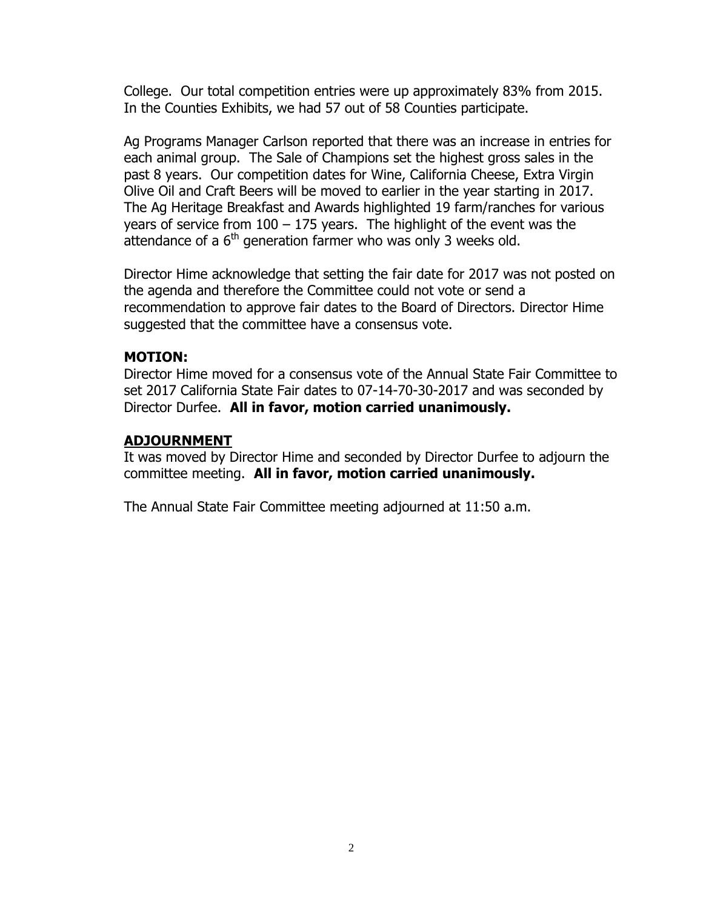College. Our total competition entries were up approximately 83% from 2015. In the Counties Exhibits, we had 57 out of 58 Counties participate.

Ag Programs Manager Carlson reported that there was an increase in entries for each animal group. The Sale of Champions set the highest gross sales in the past 8 years. Our competition dates for Wine, California Cheese, Extra Virgin Olive Oil and Craft Beers will be moved to earlier in the year starting in 2017. The Ag Heritage Breakfast and Awards highlighted 19 farm/ranches for various years of service from 100 – 175 years. The highlight of the event was the attendance of a 6th generation farmer who was only 3 weeks old.

Director Hime acknowledge that setting the fair date for 2017 was not posted on the agenda and therefore the Committee could not vote or send a recommendation to approve fair dates to the Board of Directors. Director Hime suggested that the committee have a consensus vote.

**MOTION:**
Director Hime moved for a consensus vote of the Annual State Fair Committee to set 2017 California State Fair dates to 07-14-70-30-2017 and was seconded by Director Durfee. **All in favor, motion carried unanimously.**

**ADJOURNMENT**
It was moved by Director Hime and seconded by Director Durfee to adjourn the committee meeting. **All in favor, motion carried unanimously.**

The Annual State Fair Committee meeting adjourned at 11:50 a.m.